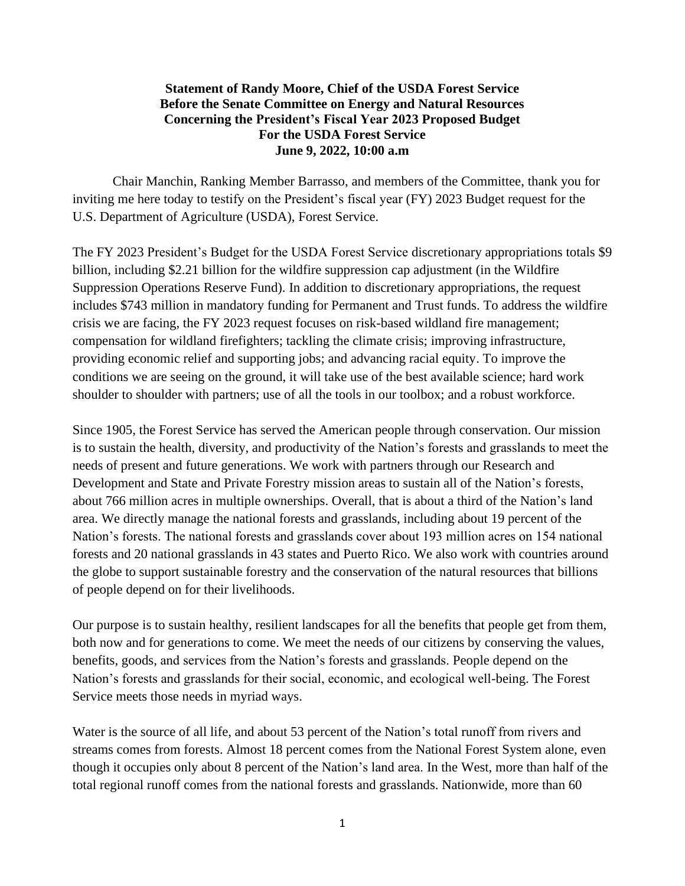**Statement of Randy Moore, Chief of the USDA Forest Service**
**Before the Senate Committee on Energy and Natural Resources**
**Concerning the President's Fiscal Year 2023 Proposed Budget**
**For the USDA Forest Service**
**June 9, 2022, 10:00 a.m**

Chair Manchin, Ranking Member Barrasso, and members of the Committee, thank you for inviting me here today to testify on the President's fiscal year (FY) 2023 Budget request for the U.S. Department of Agriculture (USDA), Forest Service.

The FY 2023 President's Budget for the USDA Forest Service discretionary appropriations totals $9 billion, including $2.21 billion for the wildfire suppression cap adjustment (in the Wildfire Suppression Operations Reserve Fund). In addition to discretionary appropriations, the request includes $743 million in mandatory funding for Permanent and Trust funds. To address the wildfire crisis we are facing, the FY 2023 request focuses on risk-based wildland fire management; compensation for wildland firefighters; tackling the climate crisis; improving infrastructure, providing economic relief and supporting jobs; and advancing racial equity. To improve the conditions we are seeing on the ground, it will take use of the best available science; hard work shoulder to shoulder with partners; use of all the tools in our toolbox; and a robust workforce.

Since 1905, the Forest Service has served the American people through conservation. Our mission is to sustain the health, diversity, and productivity of the Nation's forests and grasslands to meet the needs of present and future generations. We work with partners through our Research and Development and State and Private Forestry mission areas to sustain all of the Nation's forests, about 766 million acres in multiple ownerships. Overall, that is about a third of the Nation's land area. We directly manage the national forests and grasslands, including about 19 percent of the Nation's forests. The national forests and grasslands cover about 193 million acres on 154 national forests and 20 national grasslands in 43 states and Puerto Rico. We also work with countries around the globe to support sustainable forestry and the conservation of the natural resources that billions of people depend on for their livelihoods.

Our purpose is to sustain healthy, resilient landscapes for all the benefits that people get from them, both now and for generations to come. We meet the needs of our citizens by conserving the values, benefits, goods, and services from the Nation's forests and grasslands. People depend on the Nation's forests and grasslands for their social, economic, and ecological well-being. The Forest Service meets those needs in myriad ways.

Water is the source of all life, and about 53 percent of the Nation's total runoff from rivers and streams comes from forests. Almost 18 percent comes from the National Forest System alone, even though it occupies only about 8 percent of the Nation's land area. In the West, more than half of the total regional runoff comes from the national forests and grasslands. Nationwide, more than 60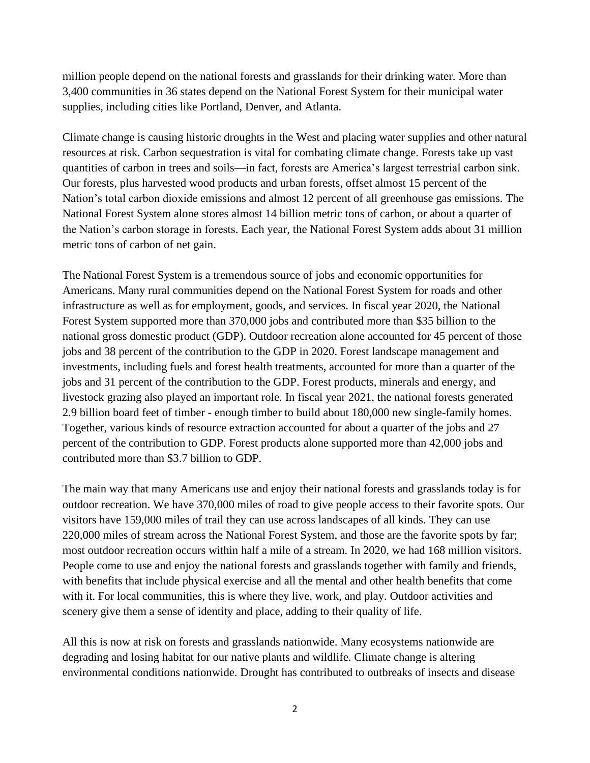million people depend on the national forests and grasslands for their drinking water. More than 3,400 communities in 36 states depend on the National Forest System for their municipal water supplies, including cities like Portland, Denver, and Atlanta.

Climate change is causing historic droughts in the West and placing water supplies and other natural resources at risk. Carbon sequestration is vital for combating climate change. Forests take up vast quantities of carbon in trees and soils—in fact, forests are America's largest terrestrial carbon sink. Our forests, plus harvested wood products and urban forests, offset almost 15 percent of the Nation's total carbon dioxide emissions and almost 12 percent of all greenhouse gas emissions. The National Forest System alone stores almost 14 billion metric tons of carbon, or about a quarter of the Nation's carbon storage in forests. Each year, the National Forest System adds about 31 million metric tons of carbon of net gain.

The National Forest System is a tremendous source of jobs and economic opportunities for Americans. Many rural communities depend on the National Forest System for roads and other infrastructure as well as for employment, goods, and services. In fiscal year 2020, the National Forest System supported more than 370,000 jobs and contributed more than $35 billion to the national gross domestic product (GDP). Outdoor recreation alone accounted for 45 percent of those jobs and 38 percent of the contribution to the GDP in 2020. Forest landscape management and investments, including fuels and forest health treatments, accounted for more than a quarter of the jobs and 31 percent of the contribution to the GDP. Forest products, minerals and energy, and livestock grazing also played an important role. In fiscal year 2021, the national forests generated 2.9 billion board feet of timber - enough timber to build about 180,000 new single-family homes. Together, various kinds of resource extraction accounted for about a quarter of the jobs and 27 percent of the contribution to GDP. Forest products alone supported more than 42,000 jobs and contributed more than $3.7 billion to GDP.

The main way that many Americans use and enjoy their national forests and grasslands today is for outdoor recreation. We have 370,000 miles of road to give people access to their favorite spots. Our visitors have 159,000 miles of trail they can use across landscapes of all kinds. They can use 220,000 miles of stream across the National Forest System, and those are the favorite spots by far; most outdoor recreation occurs within half a mile of a stream. In 2020, we had 168 million visitors. People come to use and enjoy the national forests and grasslands together with family and friends, with benefits that include physical exercise and all the mental and other health benefits that come with it. For local communities, this is where they live, work, and play. Outdoor activities and scenery give them a sense of identity and place, adding to their quality of life.

All this is now at risk on forests and grasslands nationwide. Many ecosystems nationwide are degrading and losing habitat for our native plants and wildlife. Climate change is altering environmental conditions nationwide. Drought has contributed to outbreaks of insects and disease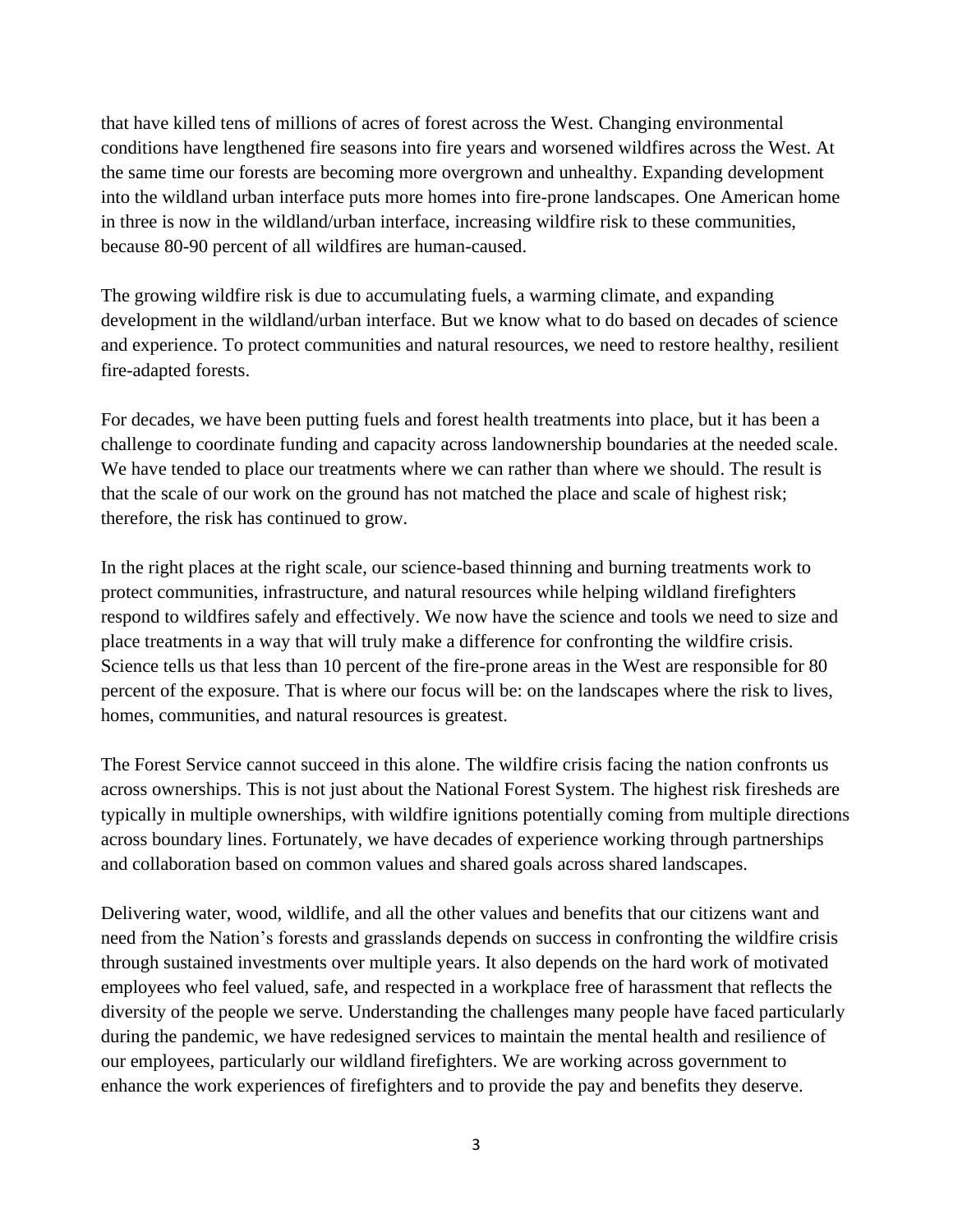that have killed tens of millions of acres of forest across the West. Changing environmental conditions have lengthened fire seasons into fire years and worsened wildfires across the West. At the same time our forests are becoming more overgrown and unhealthy. Expanding development into the wildland urban interface puts more homes into fire-prone landscapes. One American home in three is now in the wildland/urban interface, increasing wildfire risk to these communities, because 80-90 percent of all wildfires are human-caused.

The growing wildfire risk is due to accumulating fuels, a warming climate, and expanding development in the wildland/urban interface. But we know what to do based on decades of science and experience. To protect communities and natural resources, we need to restore healthy, resilient fire-adapted forests.

For decades, we have been putting fuels and forest health treatments into place, but it has been a challenge to coordinate funding and capacity across landownership boundaries at the needed scale. We have tended to place our treatments where we can rather than where we should. The result is that the scale of our work on the ground has not matched the place and scale of highest risk; therefore, the risk has continued to grow.

In the right places at the right scale, our science-based thinning and burning treatments work to protect communities, infrastructure, and natural resources while helping wildland firefighters respond to wildfires safely and effectively. We now have the science and tools we need to size and place treatments in a way that will truly make a difference for confronting the wildfire crisis. Science tells us that less than 10 percent of the fire-prone areas in the West are responsible for 80 percent of the exposure. That is where our focus will be: on the landscapes where the risk to lives, homes, communities, and natural resources is greatest.

The Forest Service cannot succeed in this alone. The wildfire crisis facing the nation confronts us across ownerships. This is not just about the National Forest System. The highest risk firesheds are typically in multiple ownerships, with wildfire ignitions potentially coming from multiple directions across boundary lines. Fortunately, we have decades of experience working through partnerships and collaboration based on common values and shared goals across shared landscapes.

Delivering water, wood, wildlife, and all the other values and benefits that our citizens want and need from the Nation's forests and grasslands depends on success in confronting the wildfire crisis through sustained investments over multiple years. It also depends on the hard work of motivated employees who feel valued, safe, and respected in a workplace free of harassment that reflects the diversity of the people we serve. Understanding the challenges many people have faced particularly during the pandemic, we have redesigned services to maintain the mental health and resilience of our employees, particularly our wildland firefighters. We are working across government to enhance the work experiences of firefighters and to provide the pay and benefits they deserve.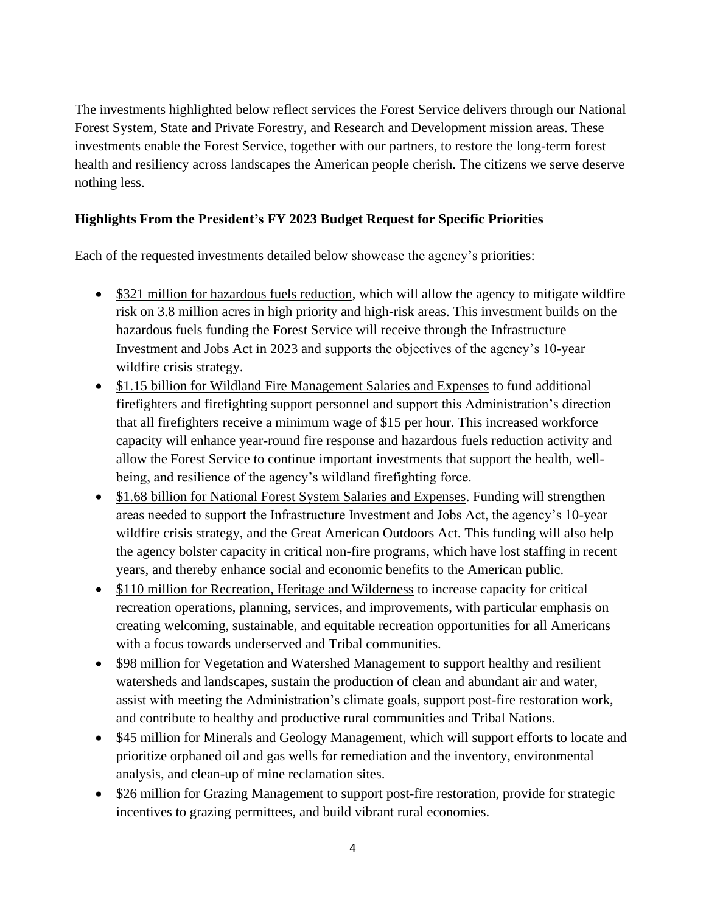The investments highlighted below reflect services the Forest Service delivers through our National Forest System, State and Private Forestry, and Research and Development mission areas. These investments enable the Forest Service, together with our partners, to restore the long-term forest health and resiliency across landscapes the American people cherish. The citizens we serve deserve nothing less.

**Highlights From the President's FY 2023 Budget Request for Specific Priorities**

Each of the requested investments detailed below showcase the agency's priorities:

- $321 million for hazardous fuels reduction, which will allow the agency to mitigate wildfire risk on 3.8 million acres in high priority and high-risk areas. This investment builds on the hazardous fuels funding the Forest Service will receive through the Infrastructure Investment and Jobs Act in 2023 and supports the objectives of the agency's 10-year wildfire crisis strategy.
- $1.15 billion for Wildland Fire Management Salaries and Expenses to fund additional firefighters and firefighting support personnel and support this Administration's direction that all firefighters receive a minimum wage of $15 per hour. This increased workforce capacity will enhance year-round fire response and hazardous fuels reduction activity and allow the Forest Service to continue important investments that support the health, well-being, and resilience of the agency's wildland firefighting force.
- $1.68 billion for National Forest System Salaries and Expenses. Funding will strengthen areas needed to support the Infrastructure Investment and Jobs Act, the agency's 10-year wildfire crisis strategy, and the Great American Outdoors Act. This funding will also help the agency bolster capacity in critical non-fire programs, which have lost staffing in recent years, and thereby enhance social and economic benefits to the American public.
- $110 million for Recreation, Heritage and Wilderness to increase capacity for critical recreation operations, planning, services, and improvements, with particular emphasis on creating welcoming, sustainable, and equitable recreation opportunities for all Americans with a focus towards underserved and Tribal communities.
- $98 million for Vegetation and Watershed Management to support healthy and resilient watersheds and landscapes, sustain the production of clean and abundant air and water, assist with meeting the Administration's climate goals, support post-fire restoration work, and contribute to healthy and productive rural communities and Tribal Nations.
- $45 million for Minerals and Geology Management, which will support efforts to locate and prioritize orphaned oil and gas wells for remediation and the inventory, environmental analysis, and clean-up of mine reclamation sites.
- $26 million for Grazing Management to support post-fire restoration, provide for strategic incentives to grazing permittees, and build vibrant rural economies.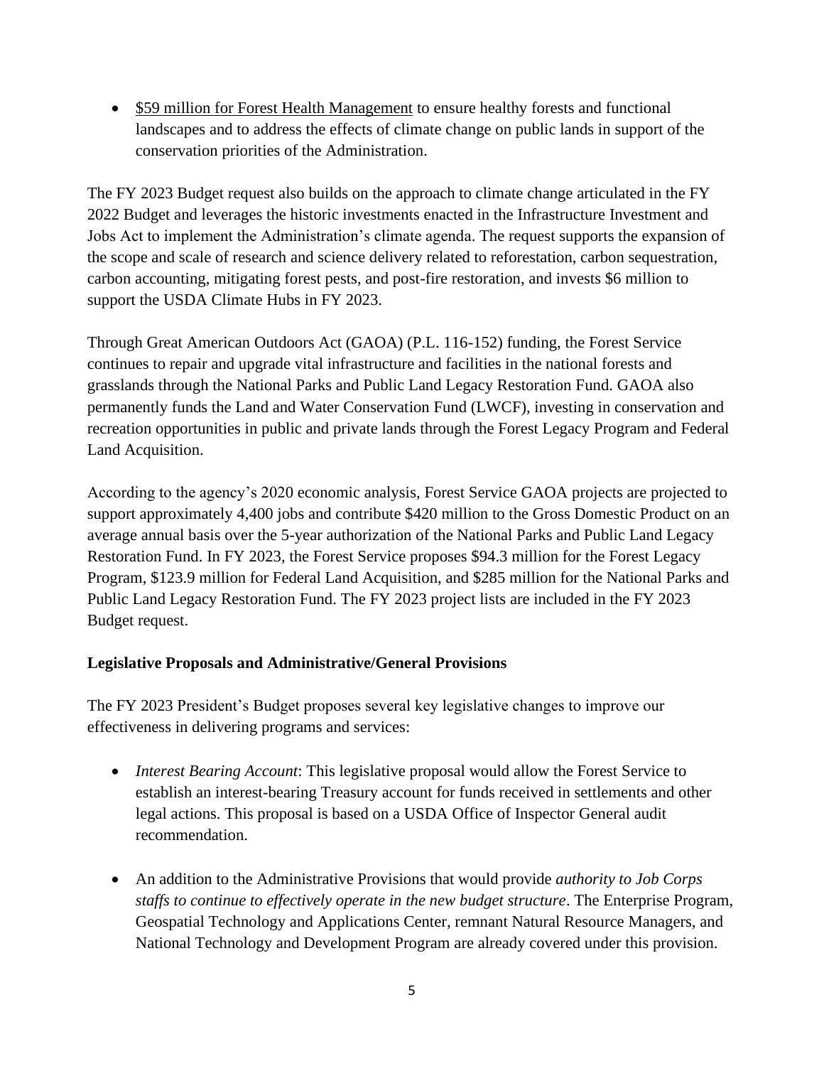- <u>$59 million for Forest Health Management</u> to ensure healthy forests and functional landscapes and to address the effects of climate change on public lands in support of the conservation priorities of the Administration.

The FY 2023 Budget request also builds on the approach to climate change articulated in the FY 2022 Budget and leverages the historic investments enacted in the Infrastructure Investment and Jobs Act to implement the Administration's climate agenda. The request supports the expansion of the scope and scale of research and science delivery related to reforestation, carbon sequestration, carbon accounting, mitigating forest pests, and post-fire restoration, and invests $6 million to support the USDA Climate Hubs in FY 2023.

Through Great American Outdoors Act (GAOA) (P.L. 116-152) funding, the Forest Service continues to repair and upgrade vital infrastructure and facilities in the national forests and grasslands through the National Parks and Public Land Legacy Restoration Fund. GAOA also permanently funds the Land and Water Conservation Fund (LWCF), investing in conservation and recreation opportunities in public and private lands through the Forest Legacy Program and Federal Land Acquisition.

According to the agency's 2020 economic analysis, Forest Service GAOA projects are projected to support approximately 4,400 jobs and contribute $420 million to the Gross Domestic Product on an average annual basis over the 5-year authorization of the National Parks and Public Land Legacy Restoration Fund. In FY 2023, the Forest Service proposes $94.3 million for the Forest Legacy Program, $123.9 million for Federal Land Acquisition, and $285 million for the National Parks and Public Land Legacy Restoration Fund. The FY 2023 project lists are included in the FY 2023 Budget request.

**Legislative Proposals and Administrative/General Provisions**

The FY 2023 President's Budget proposes several key legislative changes to improve our effectiveness in delivering programs and services:

- *Interest Bearing Account*: This legislative proposal would allow the Forest Service to establish an interest-bearing Treasury account for funds received in settlements and other legal actions. This proposal is based on a USDA Office of Inspector General audit recommendation.

- An addition to the Administrative Provisions that would provide *authority to Job Corps staffs to continue to effectively operate in the new budget structure*. The Enterprise Program, Geospatial Technology and Applications Center, remnant Natural Resource Managers, and National Technology and Development Program are already covered under this provision.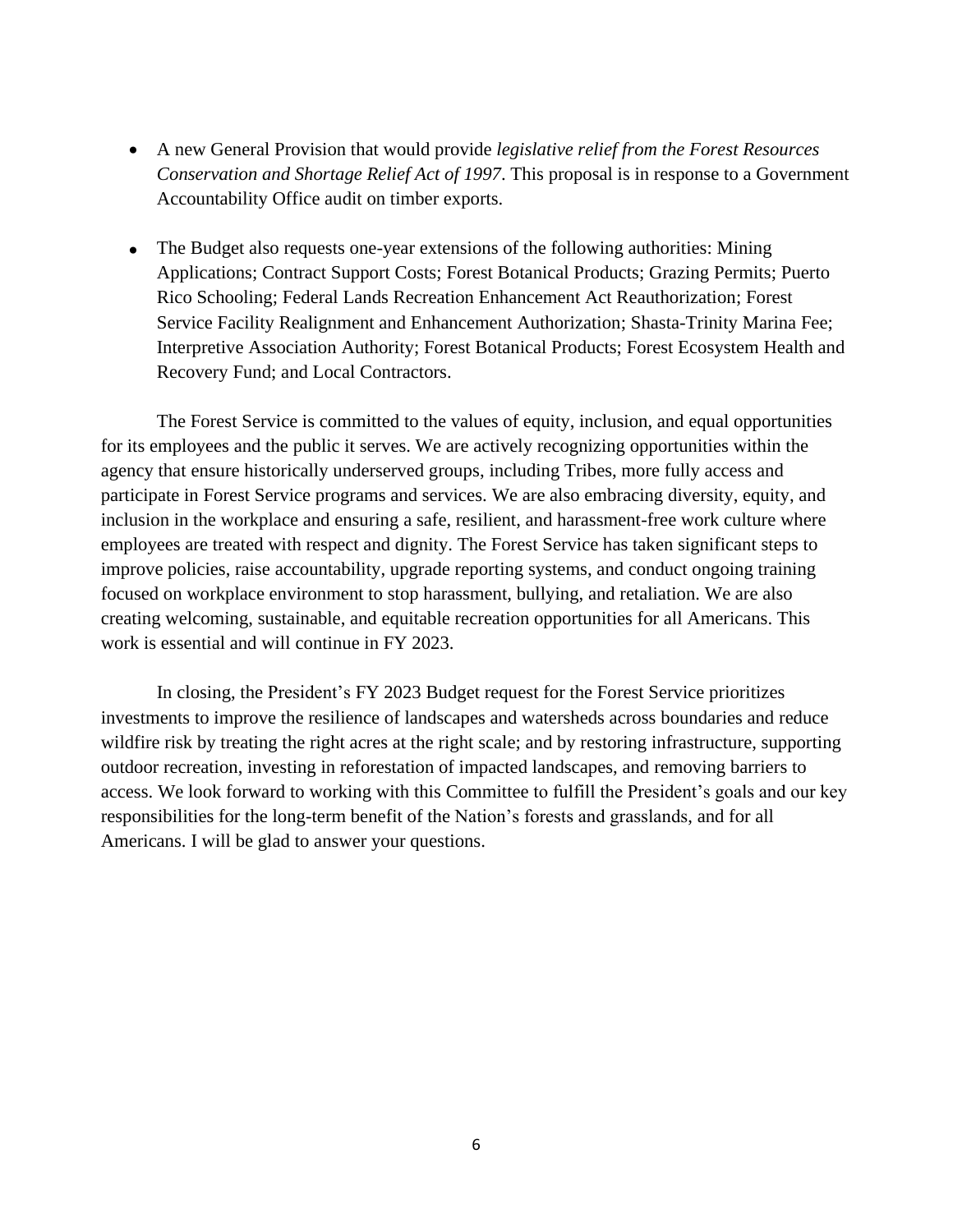- A new General Provision that would provide *legislative relief from the Forest Resources Conservation and Shortage Relief Act of 1997*. This proposal is in response to a Government Accountability Office audit on timber exports.

- The Budget also requests one-year extensions of the following authorities: Mining Applications; Contract Support Costs; Forest Botanical Products; Grazing Permits; Puerto Rico Schooling; Federal Lands Recreation Enhancement Act Reauthorization; Forest Service Facility Realignment and Enhancement Authorization; Shasta-Trinity Marina Fee; Interpretive Association Authority; Forest Botanical Products; Forest Ecosystem Health and Recovery Fund; and Local Contractors.

The Forest Service is committed to the values of equity, inclusion, and equal opportunities for its employees and the public it serves. We are actively recognizing opportunities within the agency that ensure historically underserved groups, including Tribes, more fully access and participate in Forest Service programs and services. We are also embracing diversity, equity, and inclusion in the workplace and ensuring a safe, resilient, and harassment-free work culture where employees are treated with respect and dignity. The Forest Service has taken significant steps to improve policies, raise accountability, upgrade reporting systems, and conduct ongoing training focused on workplace environment to stop harassment, bullying, and retaliation. We are also creating welcoming, sustainable, and equitable recreation opportunities for all Americans. This work is essential and will continue in FY 2023.

In closing, the President's FY 2023 Budget request for the Forest Service prioritizes investments to improve the resilience of landscapes and watersheds across boundaries and reduce wildfire risk by treating the right acres at the right scale; and by restoring infrastructure, supporting outdoor recreation, investing in reforestation of impacted landscapes, and removing barriers to access. We look forward to working with this Committee to fulfill the President's goals and our key responsibilities for the long-term benefit of the Nation's forests and grasslands, and for all Americans. I will be glad to answer your questions.